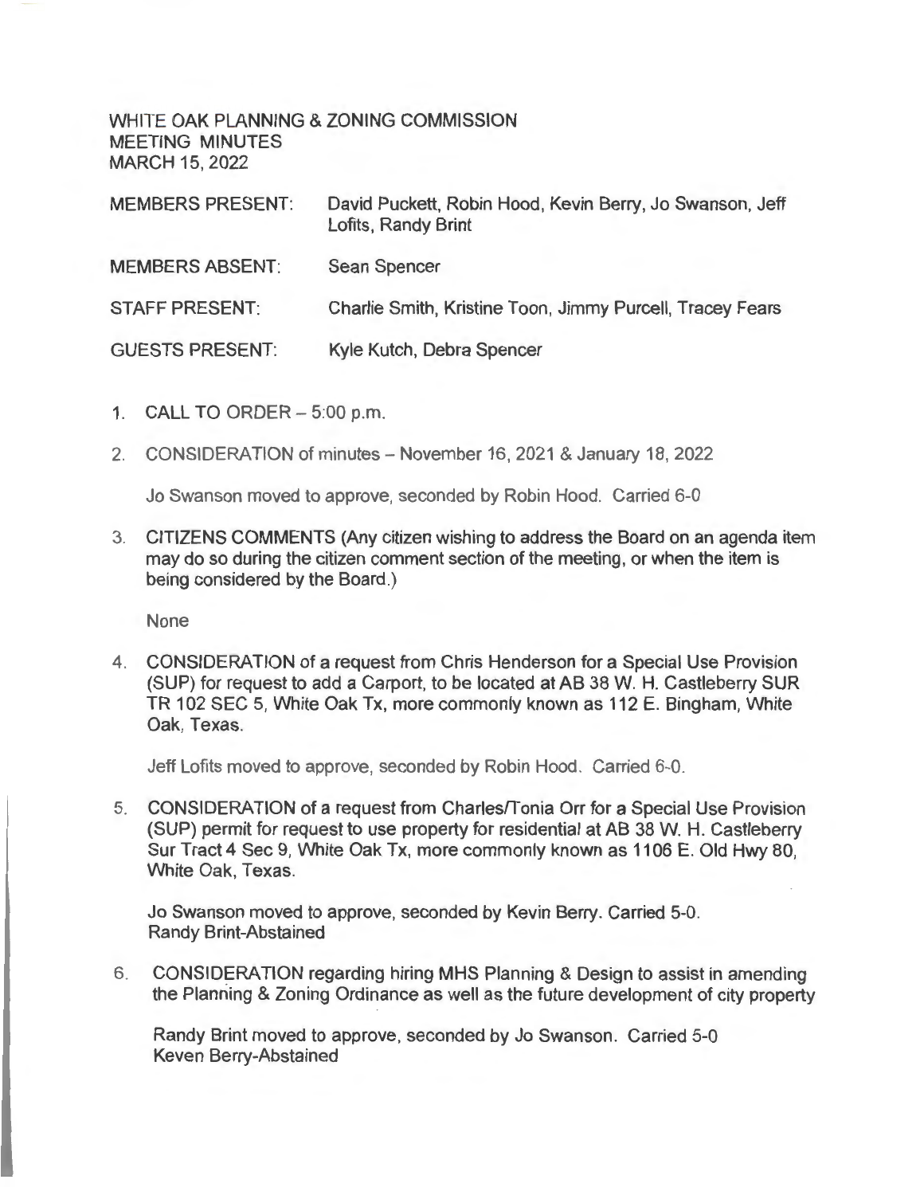WHITE OAK PLANNING & ZONING COMMISSION
MEETING MINUTES
MARCH 15, 2022

| | |
|---|---|
| MEMBERS PRESENT: | David Puckett, Robin Hood, Kevin Berry, Jo Swanson, Jeff Lofits, Randy Brint |
| MEMBERS ABSENT: | Sean Spencer |
| STAFF PRESENT: | Charlie Smith, Kristine Toon, Jimmy Purcell, Tracey Fears |
| GUESTS PRESENT: | Kyle Kutch, Debra Spencer |

1. CALL TO ORDER – 5:00 p.m.

2. CONSIDERATION of minutes – November 16, 2021 & January 18, 2022

   Jo Swanson moved to approve, seconded by Robin Hood. Carried 6-0

3. CITIZENS COMMENTS (Any citizen wishing to address the Board on an agenda item may do so during the citizen comment section of the meeting, or when the item is being considered by the Board.)

   None

4. CONSIDERATION of a request from Chris Henderson for a Special Use Provision (SUP) for request to add a Carport, to be located at AB 38 W. H. Castleberry SUR TR 102 SEC 5, White Oak Tx, more commonly known as 112 E. Bingham, White Oak, Texas.

   Jeff Lofits moved to approve, seconded by Robin Hood. Carried 6-0.

5. CONSIDERATION of a request from Charles/Tonia Orr for a Special Use Provision (SUP) permit for request to use property for residential at AB 38 W. H. Castleberry Sur Tract 4 Sec 9, White Oak Tx, more commonly known as 1106 E. Old Hwy 80, White Oak, Texas.

   Jo Swanson moved to approve, seconded by Kevin Berry. Carried 5-0.
   Randy Brint-Abstained

6. CONSIDERATION regarding hiring MHS Planning & Design to assist in amending the Planning & Zoning Ordinance as well as the future development of city property

   Randy Brint moved to approve, seconded by Jo Swanson. Carried 5-0
   Keven Berry-Abstained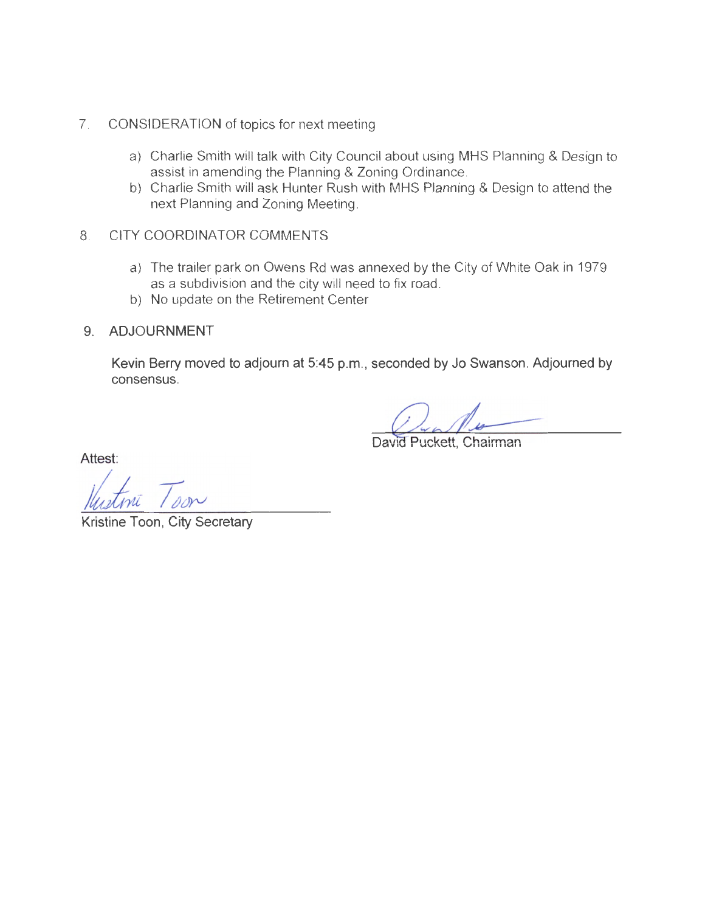7. CONSIDERATION of topics for next meeting

   a) Charlie Smith will talk with City Council about using MHS Planning & Design to assist in amending the Planning & Zoning Ordinance.
   b) Charlie Smith will ask Hunter Rush with MHS Planning & Design to attend the next Planning and Zoning Meeting.

8. CITY COORDINATOR COMMENTS

   a) The trailer park on Owens Rd was annexed by the City of White Oak in 1979 as a subdivision and the city will need to fix road.
   b) No update on the Retirement Center

9. ADJOURNMENT

   Kevin Berry moved to adjourn at 5:45 p.m., seconded by Jo Swanson. Adjourned by consensus.

David Puckett, Chairman

Attest:

Kristine Toon, City Secretary